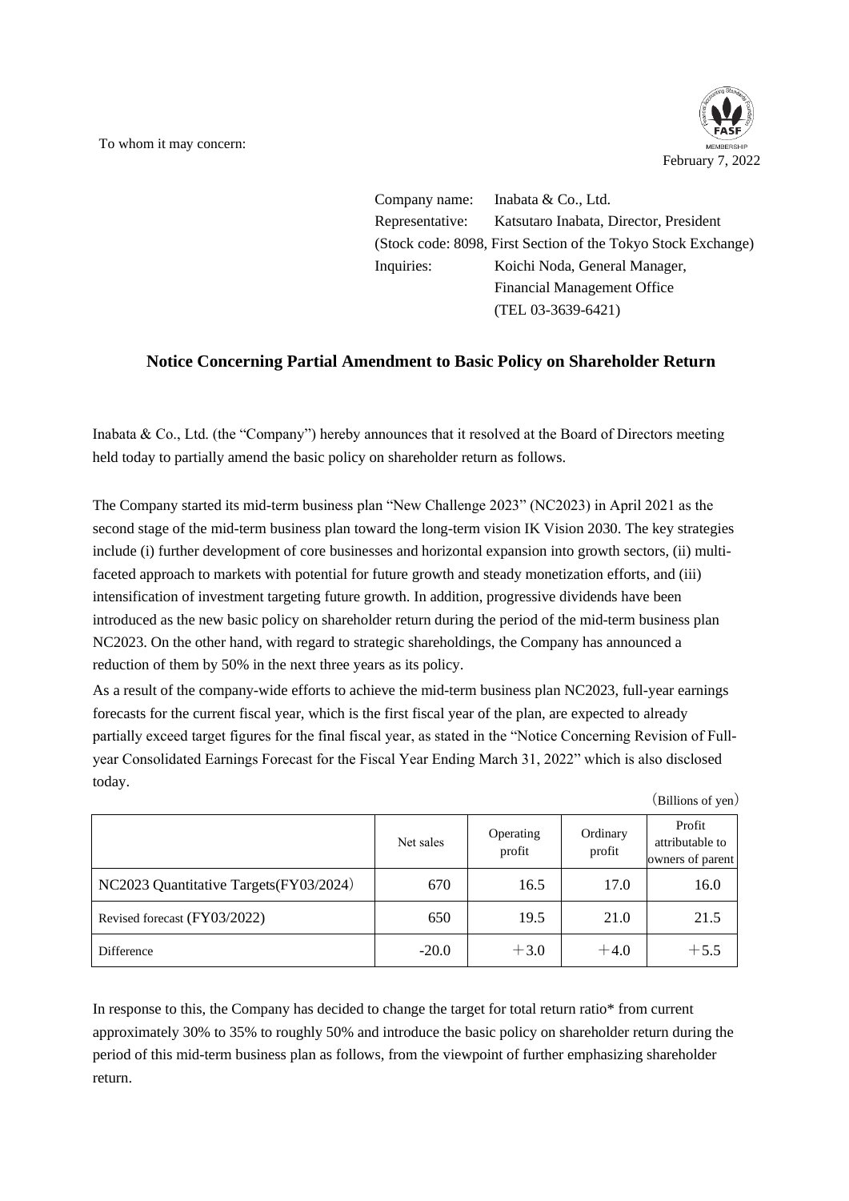To whom it may concern:

February 7, 2022

Company name: Inabata & Co., Ltd.
Representative: Katsutaro Inabata, Director, President
(Stock code: 8098, First Section of the Tokyo Stock Exchange)
Inquiries: Koichi Noda, General Manager, Financial Management Office
(TEL 03-3639-6421)

## Notice Concerning Partial Amendment to Basic Policy on Shareholder Return

Inabata & Co., Ltd. (the "Company") hereby announces that it resolved at the Board of Directors meeting held today to partially amend the basic policy on shareholder return as follows.

The Company started its mid-term business plan "New Challenge 2023" (NC2023) in April 2021 as the second stage of the mid-term business plan toward the long-term vision IK Vision 2030. The key strategies include (i) further development of core businesses and horizontal expansion into growth sectors, (ii) multi-faceted approach to markets with potential for future growth and steady monetization efforts, and (iii) intensification of investment targeting future growth. In addition, progressive dividends have been introduced as the new basic policy on shareholder return during the period of the mid-term business plan NC2023. On the other hand, with regard to strategic shareholdings, the Company has announced a reduction of them by 50% in the next three years as its policy.

As a result of the company-wide efforts to achieve the mid-term business plan NC2023, full-year earnings forecasts for the current fiscal year, which is the first fiscal year of the plan, are expected to already partially exceed target figures for the final fiscal year, as stated in the "Notice Concerning Revision of Full-year Consolidated Earnings Forecast for the Fiscal Year Ending March 31, 2022" which is also disclosed today.

（Billions of yen）

| | Net sales | Operating profit | Ordinary profit | Profit attributable to owners of parent |
|---|---|---|---|---|
| NC2023 Quantitative Targets(FY03/2024) | 670 | 16.5 | 17.0 | 16.0 |
| Revised forecast (FY03/2022) | 650 | 19.5 | 21.0 | 21.5 |
| Difference | -20.0 | ＋3.0 | ＋4.0 | ＋5.5 |

In response to this, the Company has decided to change the target for total return ratio* from current approximately 30% to 35% to roughly 50% and introduce the basic policy on shareholder return during the period of this mid-term business plan as follows, from the viewpoint of further emphasizing shareholder return.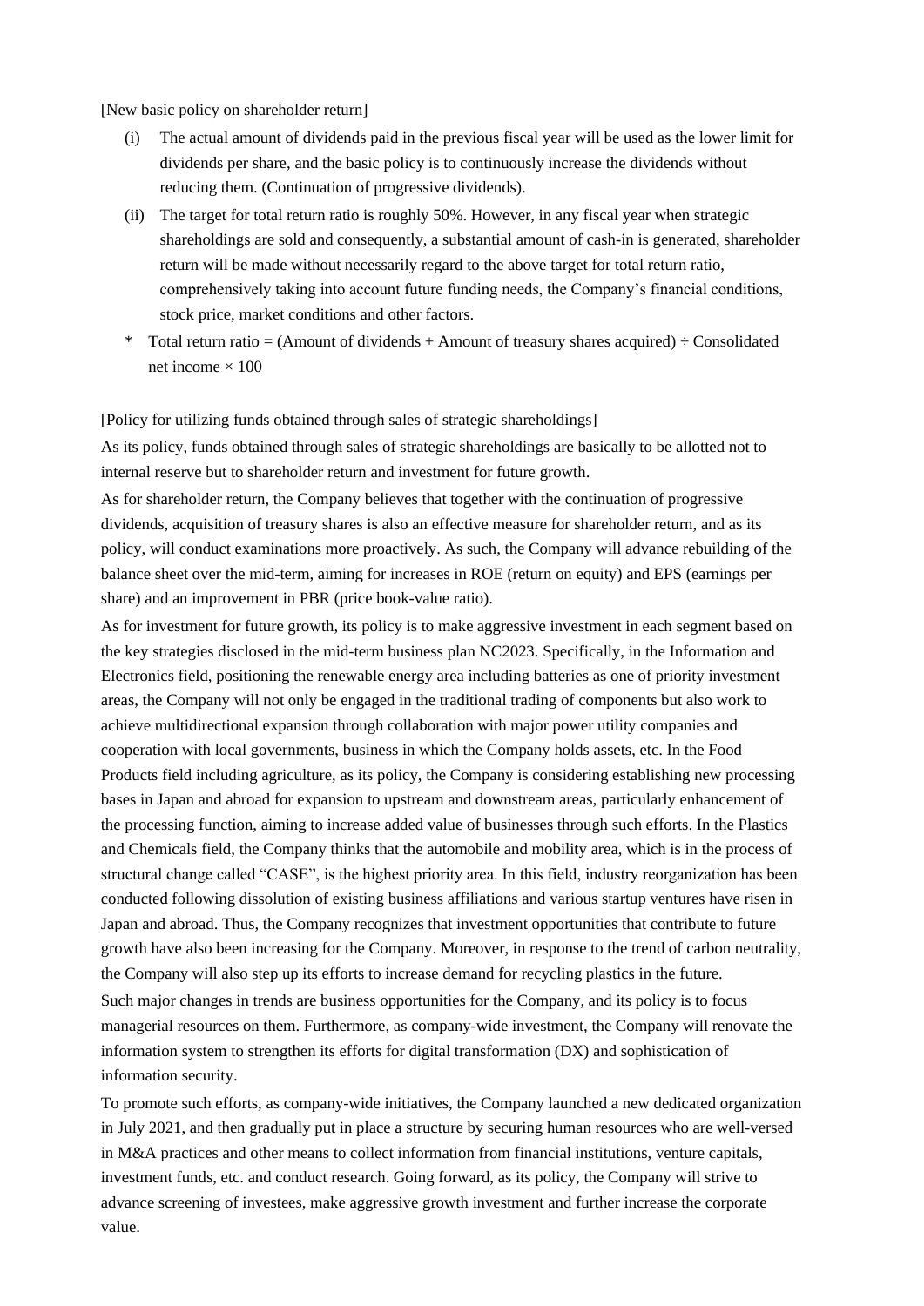[New basic policy on shareholder return]

(i) The actual amount of dividends paid in the previous fiscal year will be used as the lower limit for dividends per share, and the basic policy is to continuously increase the dividends without reducing them. (Continuation of progressive dividends).

(ii) The target for total return ratio is roughly 50%. However, in any fiscal year when strategic shareholdings are sold and consequently, a substantial amount of cash-in is generated, shareholder return will be made without necessarily regard to the above target for total return ratio, comprehensively taking into account future funding needs, the Company's financial conditions, stock price, market conditions and other factors.

\* Total return ratio = (Amount of dividends + Amount of treasury shares acquired) ÷ Consolidated net income × 100

[Policy for utilizing funds obtained through sales of strategic shareholdings]

As its policy, funds obtained through sales of strategic shareholdings are basically to be allotted not to internal reserve but to shareholder return and investment for future growth.

As for shareholder return, the Company believes that together with the continuation of progressive dividends, acquisition of treasury shares is also an effective measure for shareholder return, and as its policy, will conduct examinations more proactively. As such, the Company will advance rebuilding of the balance sheet over the mid-term, aiming for increases in ROE (return on equity) and EPS (earnings per share) and an improvement in PBR (price book-value ratio).

As for investment for future growth, its policy is to make aggressive investment in each segment based on the key strategies disclosed in the mid-term business plan NC2023. Specifically, in the Information and Electronics field, positioning the renewable energy area including batteries as one of priority investment areas, the Company will not only be engaged in the traditional trading of components but also work to achieve multidirectional expansion through collaboration with major power utility companies and cooperation with local governments, business in which the Company holds assets, etc. In the Food Products field including agriculture, as its policy, the Company is considering establishing new processing bases in Japan and abroad for expansion to upstream and downstream areas, particularly enhancement of the processing function, aiming to increase added value of businesses through such efforts. In the Plastics and Chemicals field, the Company thinks that the automobile and mobility area, which is in the process of structural change called "CASE", is the highest priority area. In this field, industry reorganization has been conducted following dissolution of existing business affiliations and various startup ventures have risen in Japan and abroad. Thus, the Company recognizes that investment opportunities that contribute to future growth have also been increasing for the Company. Moreover, in response to the trend of carbon neutrality, the Company will also step up its efforts to increase demand for recycling plastics in the future.

Such major changes in trends are business opportunities for the Company, and its policy is to focus managerial resources on them. Furthermore, as company-wide investment, the Company will renovate the information system to strengthen its efforts for digital transformation (DX) and sophistication of information security.

To promote such efforts, as company-wide initiatives, the Company launched a new dedicated organization in July 2021, and then gradually put in place a structure by securing human resources who are well-versed in M&A practices and other means to collect information from financial institutions, venture capitals, investment funds, etc. and conduct research. Going forward, as its policy, the Company will strive to advance screening of investees, make aggressive growth investment and further increase the corporate value.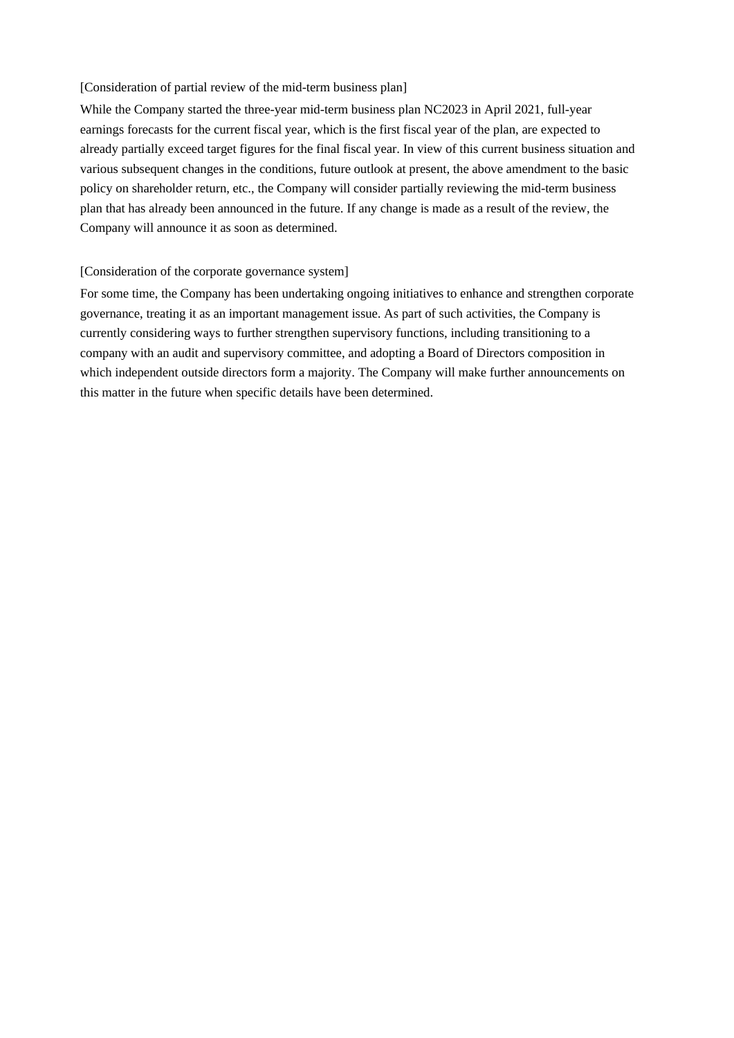[Consideration of partial review of the mid-term business plan]

While the Company started the three-year mid-term business plan NC2023 in April 2021, full-year earnings forecasts for the current fiscal year, which is the first fiscal year of the plan, are expected to already partially exceed target figures for the final fiscal year. In view of this current business situation and various subsequent changes in the conditions, future outlook at present, the above amendment to the basic policy on shareholder return, etc., the Company will consider partially reviewing the mid-term business plan that has already been announced in the future. If any change is made as a result of the review, the Company will announce it as soon as determined.

[Consideration of the corporate governance system]

For some time, the Company has been undertaking ongoing initiatives to enhance and strengthen corporate governance, treating it as an important management issue. As part of such activities, the Company is currently considering ways to further strengthen supervisory functions, including transitioning to a company with an audit and supervisory committee, and adopting a Board of Directors composition in which independent outside directors form a majority. The Company will make further announcements on this matter in the future when specific details have been determined.